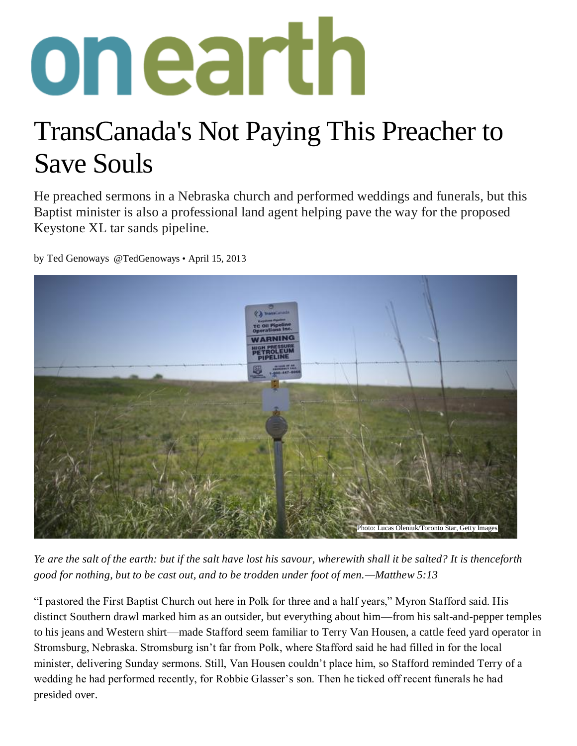# onearth

# TransCanada's Not Paying This Preacher to Save Souls

He preached sermons in a Nebraska church and performed weddings and funerals, but this Baptist minister is also a professional land agent helping pave the way for the proposed Keystone XL tar sands pipeline.

by Ted Genoways @TedGenoways • April 15, 2013

Photo: Lucas Oleniuk/Toronto Star, Getty Images

*Ye are the salt of the earth: but if the salt have lost his savour, wherewith shall it be salted? It is thenceforth good for nothing, but to be cast out, and to be trodden under foot of men.—Matthew 5:13*

"I pastored the First Baptist Church out here in Polk for three and a half years," Myron Stafford said. His distinct Southern drawl marked him as an outsider, but everything about him—from his salt-and-pepper temples to his jeans and Western shirt—made Stafford seem familiar to Terry Van Housen, a cattle feed yard operator in Stromsburg, Nebraska. Stromsburg isn't far from Polk, where Stafford said he had filled in for the local minister, delivering Sunday sermons. Still, Van Housen couldn't place him, so Stafford reminded Terry of a wedding he had performed recently, for Robbie Glasser's son. Then he ticked off recent funerals he had presided over.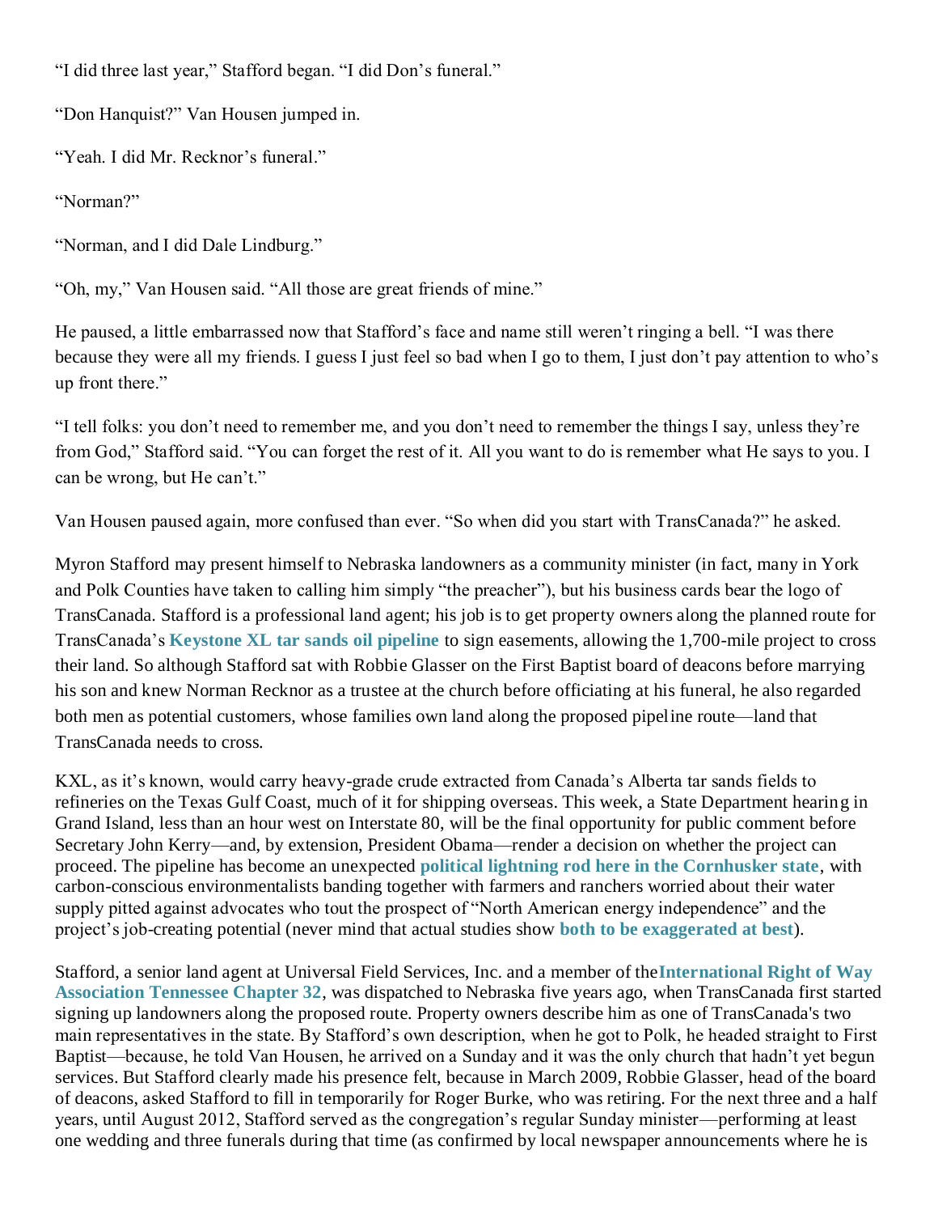"I did three last year," Stafford began. "I did Don's funeral."

"Don Hanquist?" Van Housen jumped in.

"Yeah. I did Mr. Recknor's funeral."

"Norman?"

"Norman, and I did Dale Lindburg."

"Oh, my," Van Housen said. "All those are great friends of mine."

He paused, a little embarrassed now that Stafford's face and name still weren't ringing a bell. "I was there because they were all my friends. I guess I just feel so bad when I go to them, I just don't pay attention to who's up front there."

"I tell folks: you don't need to remember me, and you don't need to remember the things I say, unless they're from God," Stafford said. "You can forget the rest of it. All you want to do is remember what He says to you. I can be wrong, but He can't."

Van Housen paused again, more confused than ever. "So when did you start with TransCanada?" he asked.

Myron Stafford may present himself to Nebraska landowners as a community minister (in fact, many in York and Polk Counties have taken to calling him simply "the preacher"), but his business cards bear the logo of TransCanada. Stafford is a professional land agent; his job is to get property owners along the planned route for TransCanada's **Keystone XL tar sands oil pipeline** to sign easements, allowing the 1,700-mile project to cross their land. So although Stafford sat with Robbie Glasser on the First Baptist board of deacons before marrying his son and knew Norman Recknor as a trustee at the church before officiating at his funeral, he also regarded both men as potential customers, whose families own land along the proposed pipeline route—land that TransCanada needs to cross.

KXL, as it's known, would carry heavy-grade crude extracted from Canada's Alberta tar sands fields to refineries on the Texas Gulf Coast, much of it for shipping overseas. This week, a State Department hearing in Grand Island, less than an hour west on Interstate 80, will be the final opportunity for public comment before Secretary John Kerry—and, by extension, President Obama—render a decision on whether the project can proceed. The pipeline has become an unexpected **political lightning rod here in the Cornhusker state**, with carbon-conscious environmentalists banding together with farmers and ranchers worried about their water supply pitted against advocates who tout the prospect of "North American energy independence" and the project's job-creating potential (never mind that actual studies show **both to be exaggerated at best**).

Stafford, a senior land agent at Universal Field Services, Inc. and a member of the **International Right of Way Association Tennessee Chapter 32**, was dispatched to Nebraska five years ago, when TransCanada first started signing up landowners along the proposed route. Property owners describe him as one of TransCanada's two main representatives in the state. By Stafford's own description, when he got to Polk, he headed straight to First Baptist—because, he told Van Housen, he arrived on a Sunday and it was the only church that hadn't yet begun services. But Stafford clearly made his presence felt, because in March 2009, Robbie Glasser, head of the board of deacons, asked Stafford to fill in temporarily for Roger Burke, who was retiring. For the next three and a half years, until August 2012, Stafford served as the congregation's regular Sunday minister—performing at least one wedding and three funerals during that time (as confirmed by local newspaper announcements where he is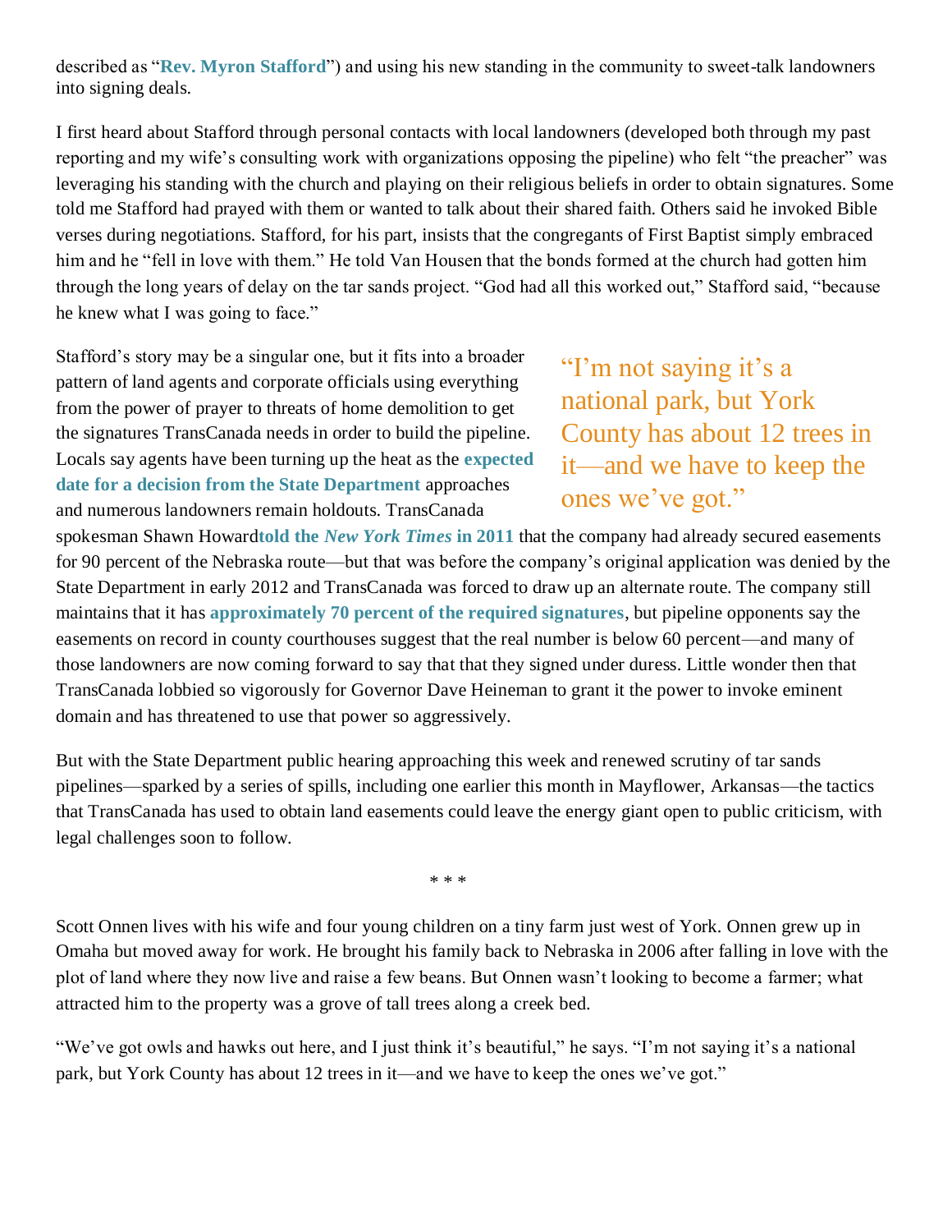described as "**Rev. Myron Stafford**") and using his new standing in the community to sweet-talk landowners into signing deals.

I first heard about Stafford through personal contacts with local landowners (developed both through my past reporting and my wife's consulting work with organizations opposing the pipeline) who felt "the preacher" was leveraging his standing with the church and playing on their religious beliefs in order to obtain signatures. Some told me Stafford had prayed with them or wanted to talk about their shared faith. Others said he invoked Bible verses during negotiations. Stafford, for his part, insists that the congregants of First Baptist simply embraced him and he "fell in love with them." He told Van Housen that the bonds formed at the church had gotten him through the long years of delay on the tar sands project. "God had all this worked out," Stafford said, "because he knew what I was going to face."

Stafford's story may be a singular one, but it fits into a broader pattern of land agents and corporate officials using everything from the power of prayer to threats of home demolition to get the signatures TransCanada needs in order to build the pipeline. Locals say agents have been turning up the heat as the **expected date for a decision from the State Department** approaches and numerous landowners remain holdouts. TransCanada spokesman Shawn Howard**told the *New York Times* in 2011** that the company had already secured easements for 90 percent of the Nebraska route—but that was before the company's original application was denied by the State Department in early 2012 and TransCanada was forced to draw up an alternate route. The company still maintains that it has **approximately 70 percent of the required signatures**, but pipeline opponents say the easements on record in county courthouses suggest that the real number is below 60 percent—and many of those landowners are now coming forward to say that that they signed under duress. Little wonder then that TransCanada lobbied so vigorously for Governor Dave Heineman to grant it the power to invoke eminent domain and has threatened to use that power so aggressively.

> "I'm not saying it's a national park, but York County has about 12 trees in it—and we have to keep the ones we've got."

But with the State Department public hearing approaching this week and renewed scrutiny of tar sands pipelines—sparked by a series of spills, including one earlier this month in Mayflower, Arkansas—the tactics that TransCanada has used to obtain land easements could leave the energy giant open to public criticism, with legal challenges soon to follow.

\* \* \*

Scott Onnen lives with his wife and four young children on a tiny farm just west of York. Onnen grew up in Omaha but moved away for work. He brought his family back to Nebraska in 2006 after falling in love with the plot of land where they now live and raise a few beans. But Onnen wasn't looking to become a farmer; what attracted him to the property was a grove of tall trees along a creek bed.

"We've got owls and hawks out here, and I just think it's beautiful," he says. "I'm not saying it's a national park, but York County has about 12 trees in it—and we have to keep the ones we've got."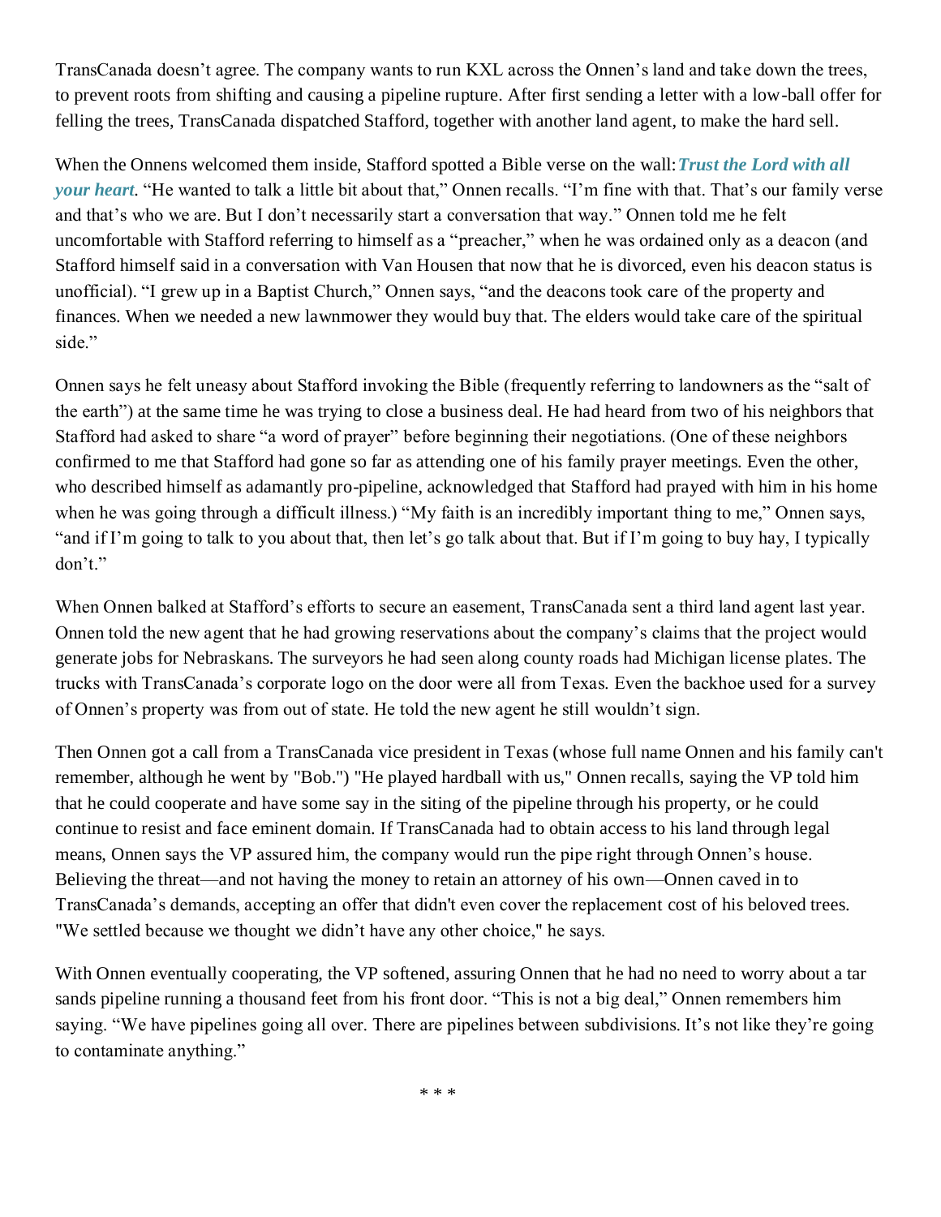TransCanada doesn't agree. The company wants to run KXL across the Onnen's land and take down the trees, to prevent roots from shifting and causing a pipeline rupture. After first sending a letter with a low-ball offer for felling the trees, TransCanada dispatched Stafford, together with another land agent, to make the hard sell.

When the Onnens welcomed them inside, Stafford spotted a Bible verse on the wall: ***Trust the Lord with all your heart***. "He wanted to talk a little bit about that," Onnen recalls. "I'm fine with that. That's our family verse and that's who we are. But I don't necessarily start a conversation that way." Onnen told me he felt uncomfortable with Stafford referring to himself as a "preacher," when he was ordained only as a deacon (and Stafford himself said in a conversation with Van Housen that now that he is divorced, even his deacon status is unofficial). "I grew up in a Baptist Church," Onnen says, "and the deacons took care of the property and finances. When we needed a new lawnmower they would buy that. The elders would take care of the spiritual side."

Onnen says he felt uneasy about Stafford invoking the Bible (frequently referring to landowners as the "salt of the earth") at the same time he was trying to close a business deal. He had heard from two of his neighbors that Stafford had asked to share "a word of prayer" before beginning their negotiations. (One of these neighbors confirmed to me that Stafford had gone so far as attending one of his family prayer meetings. Even the other, who described himself as adamantly pro-pipeline, acknowledged that Stafford had prayed with him in his home when he was going through a difficult illness.) "My faith is an incredibly important thing to me," Onnen says, "and if I'm going to talk to you about that, then let's go talk about that. But if I'm going to buy hay, I typically don't."

When Onnen balked at Stafford's efforts to secure an easement, TransCanada sent a third land agent last year. Onnen told the new agent that he had growing reservations about the company's claims that the project would generate jobs for Nebraskans. The surveyors he had seen along county roads had Michigan license plates. The trucks with TransCanada's corporate logo on the door were all from Texas. Even the backhoe used for a survey of Onnen's property was from out of state. He told the new agent he still wouldn't sign.

Then Onnen got a call from a TransCanada vice president in Texas (whose full name Onnen and his family can't remember, although he went by "Bob.") "He played hardball with us," Onnen recalls, saying the VP told him that he could cooperate and have some say in the siting of the pipeline through his property, or he could continue to resist and face eminent domain. If TransCanada had to obtain access to his land through legal means, Onnen says the VP assured him, the company would run the pipe right through Onnen's house. Believing the threat—and not having the money to retain an attorney of his own—Onnen caved in to TransCanada's demands, accepting an offer that didn't even cover the replacement cost of his beloved trees. "We settled because we thought we didn't have any other choice," he says.

With Onnen eventually cooperating, the VP softened, assuring Onnen that he had no need to worry about a tar sands pipeline running a thousand feet from his front door. "This is not a big deal," Onnen remembers him saying. "We have pipelines going all over. There are pipelines between subdivisions. It's not like they're going to contaminate anything."

\* \* \*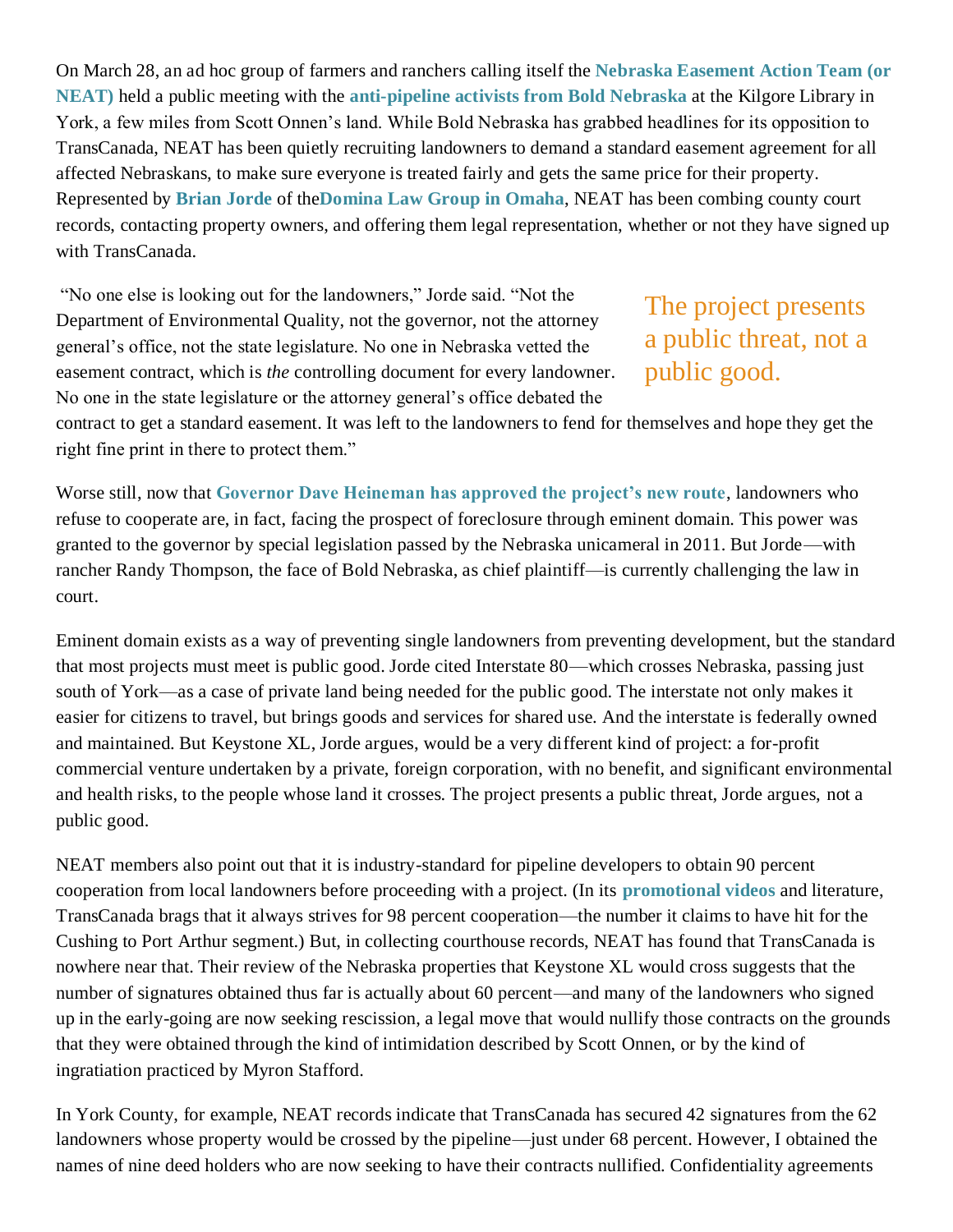On March 28, an ad hoc group of farmers and ranchers calling itself the **Nebraska Easement Action Team (or NEAT)** held a public meeting with the **anti-pipeline activists from Bold Nebraska** at the Kilgore Library in York, a few miles from Scott Onnen's land. While Bold Nebraska has grabbed headlines for its opposition to TransCanada, NEAT has been quietly recruiting landowners to demand a standard easement agreement for all affected Nebraskans, to make sure everyone is treated fairly and gets the same price for their property. Represented by **Brian Jorde** of the**Domina Law Group in Omaha**, NEAT has been combing county court records, contacting property owners, and offering them legal representation, whether or not they have signed up with TransCanada.

> The project presents a public threat, not a public good.

"No one else is looking out for the landowners," Jorde said. "Not the Department of Environmental Quality, not the governor, not the attorney general's office, not the state legislature. No one in Nebraska vetted the easement contract, which is *the* controlling document for every landowner. No one in the state legislature or the attorney general's office debated the contract to get a standard easement. It was left to the landowners to fend for themselves and hope they get the right fine print in there to protect them."

Worse still, now that **Governor Dave Heineman has approved the project's new route**, landowners who refuse to cooperate are, in fact, facing the prospect of foreclosure through eminent domain. This power was granted to the governor by special legislation passed by the Nebraska unicameral in 2011. But Jorde—with rancher Randy Thompson, the face of Bold Nebraska, as chief plaintiff—is currently challenging the law in court.

Eminent domain exists as a way of preventing single landowners from preventing development, but the standard that most projects must meet is public good. Jorde cited Interstate 80—which crosses Nebraska, passing just south of York—as a case of private land being needed for the public good. The interstate not only makes it easier for citizens to travel, but brings goods and services for shared use. And the interstate is federally owned and maintained. But Keystone XL, Jorde argues, would be a very different kind of project: a for-profit commercial venture undertaken by a private, foreign corporation, with no benefit, and significant environmental and health risks, to the people whose land it crosses. The project presents a public threat, Jorde argues, not a public good.

NEAT members also point out that it is industry-standard for pipeline developers to obtain 90 percent cooperation from local landowners before proceeding with a project. (In its **promotional videos** and literature, TransCanada brags that it always strives for 98 percent cooperation—the number it claims to have hit for the Cushing to Port Arthur segment.) But, in collecting courthouse records, NEAT has found that TransCanada is nowhere near that. Their review of the Nebraska properties that Keystone XL would cross suggests that the number of signatures obtained thus far is actually about 60 percent—and many of the landowners who signed up in the early-going are now seeking rescission, a legal move that would nullify those contracts on the grounds that they were obtained through the kind of intimidation described by Scott Onnen, or by the kind of ingratiation practiced by Myron Stafford.

In York County, for example, NEAT records indicate that TransCanada has secured 42 signatures from the 62 landowners whose property would be crossed by the pipeline—just under 68 percent. However, I obtained the names of nine deed holders who are now seeking to have their contracts nullified. Confidentiality agreements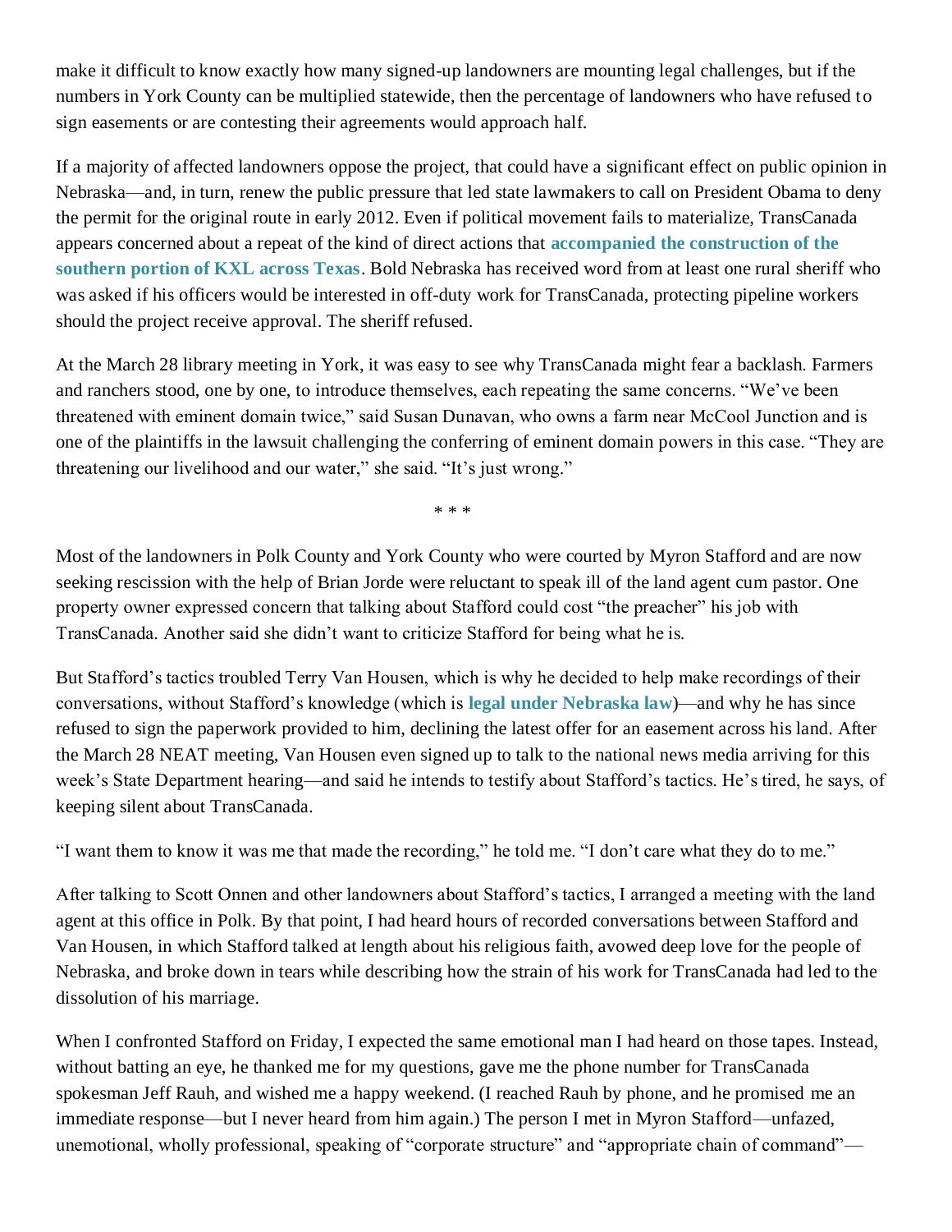make it difficult to know exactly how many signed-up landowners are mounting legal challenges, but if the numbers in York County can be multiplied statewide, then the percentage of landowners who have refused to sign easements or are contesting their agreements would approach half.

If a majority of affected landowners oppose the project, that could have a significant effect on public opinion in Nebraska—and, in turn, renew the public pressure that led state lawmakers to call on President Obama to deny the permit for the original route in early 2012. Even if political movement fails to materialize, TransCanada appears concerned about a repeat of the kind of direct actions that **accompanied the construction of the southern portion of KXL across Texas**. Bold Nebraska has received word from at least one rural sheriff who was asked if his officers would be interested in off-duty work for TransCanada, protecting pipeline workers should the project receive approval. The sheriff refused.

At the March 28 library meeting in York, it was easy to see why TransCanada might fear a backlash. Farmers and ranchers stood, one by one, to introduce themselves, each repeating the same concerns. "We've been threatened with eminent domain twice," said Susan Dunavan, who owns a farm near McCool Junction and is one of the plaintiffs in the lawsuit challenging the conferring of eminent domain powers in this case. "They are threatening our livelihood and our water," she said. "It's just wrong."

\* \* \*

Most of the landowners in Polk County and York County who were courted by Myron Stafford and are now seeking rescission with the help of Brian Jorde were reluctant to speak ill of the land agent cum pastor. One property owner expressed concern that talking about Stafford could cost "the preacher" his job with TransCanada. Another said she didn't want to criticize Stafford for being what he is.

But Stafford's tactics troubled Terry Van Housen, which is why he decided to help make recordings of their conversations, without Stafford's knowledge (which is **legal under Nebraska law**)—and why he has since refused to sign the paperwork provided to him, declining the latest offer for an easement across his land. After the March 28 NEAT meeting, Van Housen even signed up to talk to the national news media arriving for this week's State Department hearing—and said he intends to testify about Stafford's tactics. He's tired, he says, of keeping silent about TransCanada.

"I want them to know it was me that made the recording," he told me. "I don't care what they do to me."

After talking to Scott Onnen and other landowners about Stafford's tactics, I arranged a meeting with the land agent at this office in Polk. By that point, I had heard hours of recorded conversations between Stafford and Van Housen, in which Stafford talked at length about his religious faith, avowed deep love for the people of Nebraska, and broke down in tears while describing how the strain of his work for TransCanada had led to the dissolution of his marriage.

When I confronted Stafford on Friday, I expected the same emotional man I had heard on those tapes. Instead, without batting an eye, he thanked me for my questions, gave me the phone number for TransCanada spokesman Jeff Rauh, and wished me a happy weekend. (I reached Rauh by phone, and he promised me an immediate response—but I never heard from him again.) The person I met in Myron Stafford—unfazed, unemotional, wholly professional, speaking of "corporate structure" and "appropriate chain of command"—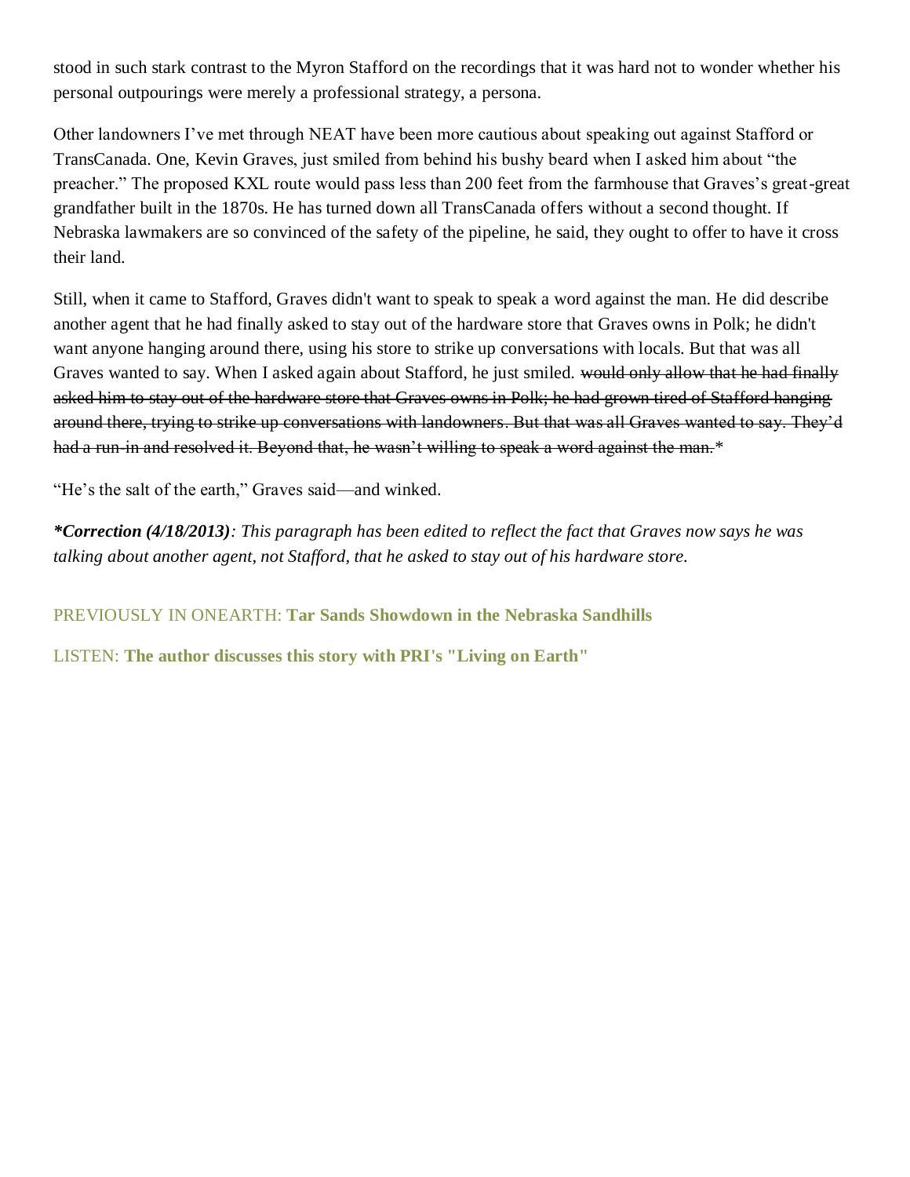stood in such stark contrast to the Myron Stafford on the recordings that it was hard not to wonder whether his personal outpourings were merely a professional strategy, a persona.

Other landowners I've met through NEAT have been more cautious about speaking out against Stafford or TransCanada. One, Kevin Graves, just smiled from behind his bushy beard when I asked him about "the preacher." The proposed KXL route would pass less than 200 feet from the farmhouse that Graves's great-great grandfather built in the 1870s. He has turned down all TransCanada offers without a second thought. If Nebraska lawmakers are so convinced of the safety of the pipeline, he said, they ought to offer to have it cross their land.

Still, when it came to Stafford, Graves didn't want to speak to speak a word against the man. He did describe another agent that he had finally asked to stay out of the hardware store that Graves owns in Polk; he didn't want anyone hanging around there, using his store to strike up conversations with locals. But that was all Graves wanted to say. When I asked again about Stafford, he just smiled. ~~would only allow that he had finally asked him to stay out of the hardware store that Graves owns in Polk; he had grown tired of Stafford hanging around there, trying to strike up conversations with landowners. But that was all Graves wanted to say. They'd had a run-in and resolved it. Beyond that, he wasn't willing to speak a word against the man.~~*

"He's the salt of the earth," Graves said—and winked.

***Correction (4/18/2013)****: This paragraph has been edited to reflect the fact that Graves now says he was talking about another agent, not Stafford, that he asked to stay out of his hardware store.*

PREVIOUSLY IN ONEARTH: **Tar Sands Showdown in the Nebraska Sandhills**

LISTEN: **The author discusses this story with PRI's "Living on Earth"**